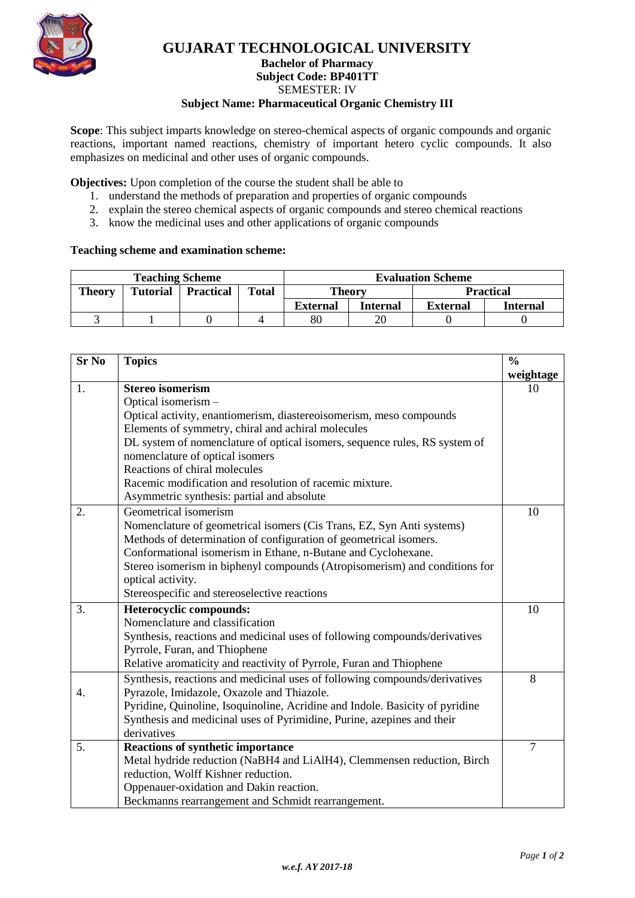# GUJARAT TECHNOLOGICAL UNIVERSITY

**Bachelor of Pharmacy**
**Subject Code: BP401TT**
SEMESTER: IV
**Subject Name: Pharmaceutical Organic Chemistry III**

**Scope**: This subject imparts knowledge on stereo-chemical aspects of organic compounds and organic reactions, important named reactions, chemistry of important hetero cyclic compounds. It also emphasizes on medicinal and other uses of organic compounds.

**Objectives:** Upon completion of the course the student shall be able to

1. understand the methods of preparation and properties of organic compounds
2. explain the stereo chemical aspects of organic compounds and stereo chemical reactions
3. know the medicinal uses and other applications of organic compounds

**Teaching scheme and examination scheme:**

| Teaching Scheme | | | | Evaluation Scheme | | | |
|---|---|---|---|---|---|---|---|
| Theory | Tutorial | Practical | Total | Theory | | Practical | |
| | | | | External | Internal | External | Internal |
| 3 | 1 | 0 | 4 | 80 | 20 | 0 | 0 |

| Sr No | Topics | % weightage |
|---|---|---|
| 1. | **Stereo isomerism**<br>Optical isomerism –<br>Optical activity, enantiomerism, diastereoisomerism, meso compounds<br>Elements of symmetry, chiral and achiral molecules<br>DL system of nomenclature of optical isomers, sequence rules, RS system of nomenclature of optical isomers<br>Reactions of chiral molecules<br>Racemic modification and resolution of racemic mixture.<br>Asymmetric synthesis: partial and absolute | 10 |
| 2. | Geometrical isomerism<br>Nomenclature of geometrical isomers (Cis Trans, EZ, Syn Anti systems)<br>Methods of determination of configuration of geometrical isomers.<br>Conformational isomerism in Ethane, n-Butane and Cyclohexane.<br>Stereo isomerism in biphenyl compounds (Atropisomerism) and conditions for optical activity.<br>Stereospecific and stereoselective reactions | 10 |
| 3. | **Heterocyclic compounds:**<br>Nomenclature and classification<br>Synthesis, reactions and medicinal uses of following compounds/derivatives<br>Pyrrole, Furan, and Thiophene<br>Relative aromaticity and reactivity of Pyrrole, Furan and Thiophene | 10 |
| 4. | Synthesis, reactions and medicinal uses of following compounds/derivatives<br>Pyrazole, Imidazole, Oxazole and Thiazole.<br>Pyridine, Quinoline, Isoquinoline, Acridine and Indole. Basicity of pyridine<br>Synthesis and medicinal uses of Pyrimidine, Purine, azepines and their derivatives | 8 |
| 5. | **Reactions of synthetic importance**<br>Metal hydride reduction ($NaBH_4$ and $LiAlH_4$), Clemmensen reduction, Birch reduction, Wolff Kishner reduction.<br>Oppenauer-oxidation and Dakin reaction.<br>Beckmanns rearrangement and Schmidt rearrangement. | 7 |

*w.e.f. AY 2017-18*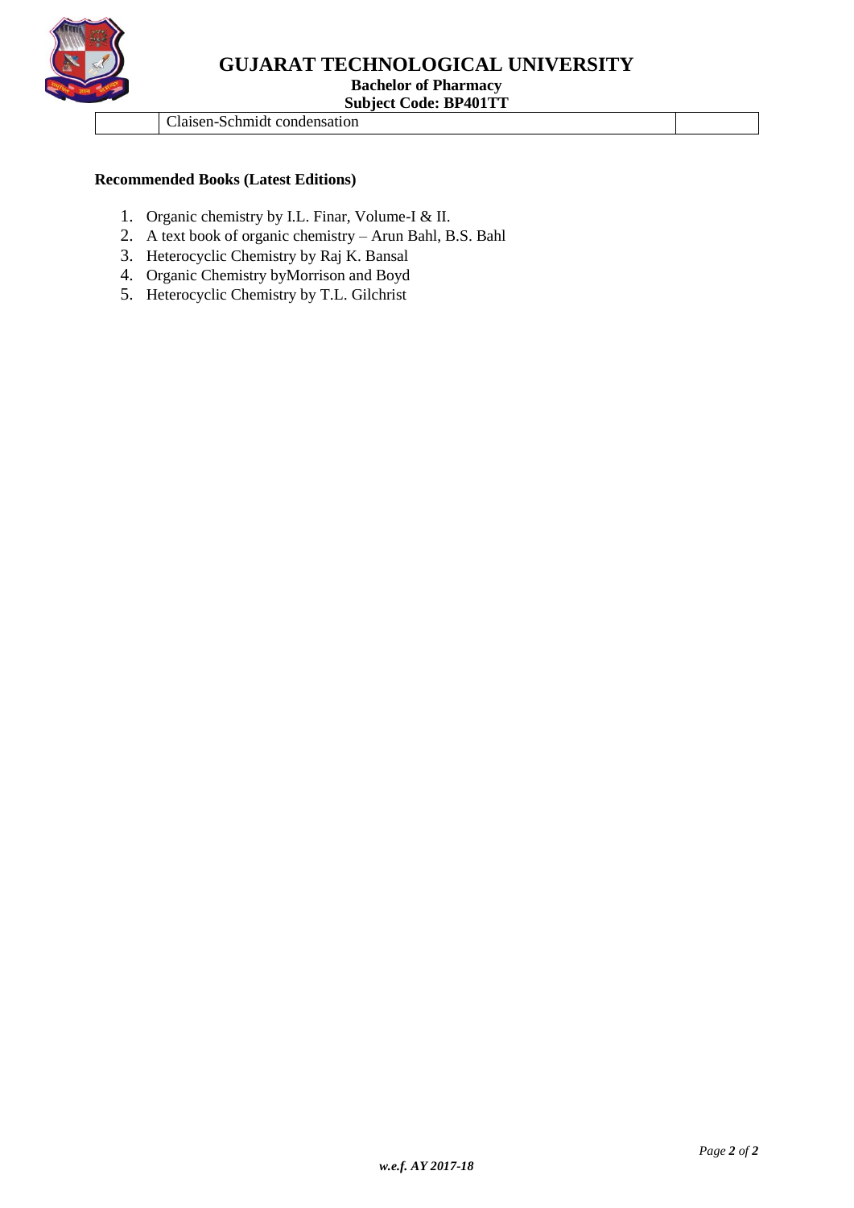| | | |
|---|---|---|
| | Claisen-Schmidt condensation | |

**Recommended Books (Latest Editions)**

1. Organic chemistry by I.L. Finar, Volume-I & II.
2. A text book of organic chemistry – Arun Bahl, B.S. Bahl
3. Heterocyclic Chemistry by Raj K. Bansal
4. Organic Chemistry byMorrison and Boyd
5. Heterocyclic Chemistry by T.L. Gilchrist